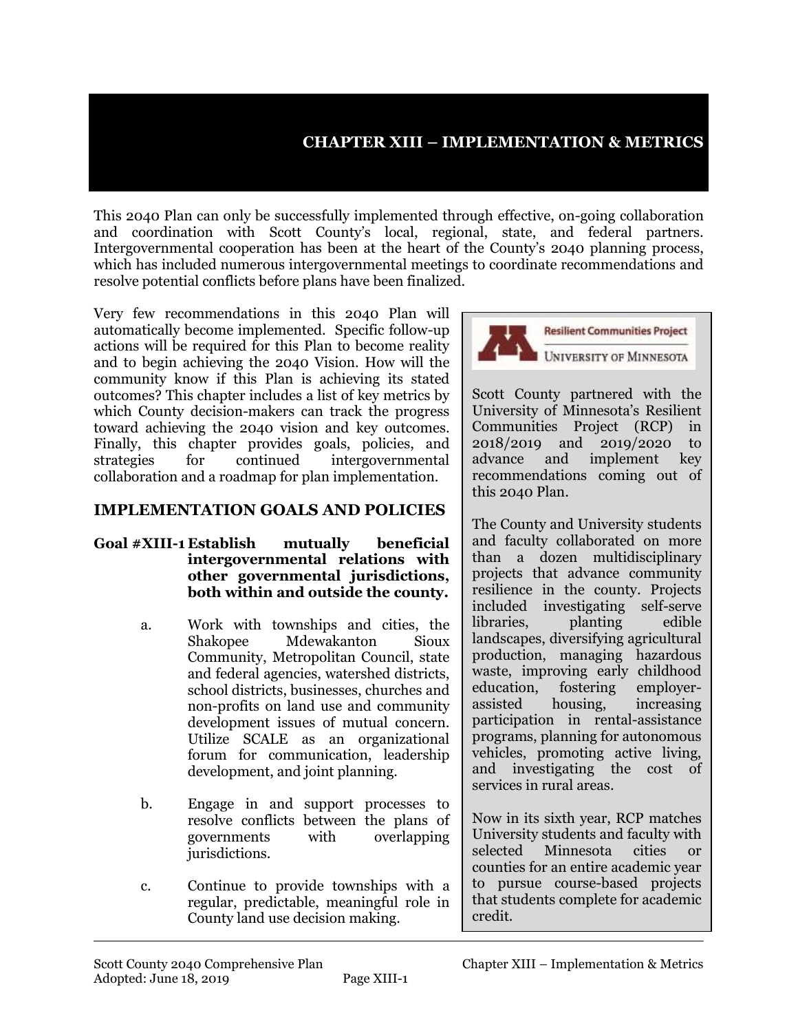# CHAPTER XIII – IMPLEMENTATION & METRICS

This 2040 Plan can only be successfully implemented through effective, on-going collaboration and coordination with Scott County's local, regional, state, and federal partners. Intergovernmental cooperation has been at the heart of the County's 2040 planning process, which has included numerous intergovernmental meetings to coordinate recommendations and resolve potential conflicts before plans have been finalized.

Very few recommendations in this 2040 Plan will automatically become implemented. Specific follow-up actions will be required for this Plan to become reality and to begin achieving the 2040 Vision. How will the community know if this Plan is achieving its stated outcomes? This chapter includes a list of key metrics by which County decision-makers can track the progress toward achieving the 2040 vision and key outcomes. Finally, this chapter provides goals, policies, and strategies for continued intergovernmental collaboration and a roadmap for plan implementation.

## IMPLEMENTATION GOALS AND POLICIES

**Goal #XIII-1 Establish mutually beneficial intergovernmental relations with other governmental jurisdictions, both within and outside the county.**

a. Work with townships and cities, the Shakopee Mdewakanton Sioux Community, Metropolitan Council, state and federal agencies, watershed districts, school districts, businesses, churches and non-profits on land use and community development issues of mutual concern. Utilize SCALE as an organizational forum for communication, leadership development, and joint planning.

b. Engage in and support processes to resolve conflicts between the plans of governments with overlapping jurisdictions.

c. Continue to provide townships with a regular, predictable, meaningful role in County land use decision making.

---

Resilient Communities Project
University of Minnesota

Scott County partnered with the University of Minnesota's Resilient Communities Project (RCP) in 2018/2019 and 2019/2020 to advance and implement key recommendations coming out of this 2040 Plan.

The County and University students and faculty collaborated on more than a dozen multidisciplinary projects that advance community resilience in the county. Projects included investigating self-serve libraries, planting edible landscapes, diversifying agricultural production, managing hazardous waste, improving early childhood education, fostering employer-assisted housing, increasing participation in rental-assistance programs, planning for autonomous vehicles, promoting active living, and investigating the cost of services in rural areas.

Now in its sixth year, RCP matches University students and faculty with selected Minnesota cities or counties for an entire academic year to pursue course-based projects that students complete for academic credit.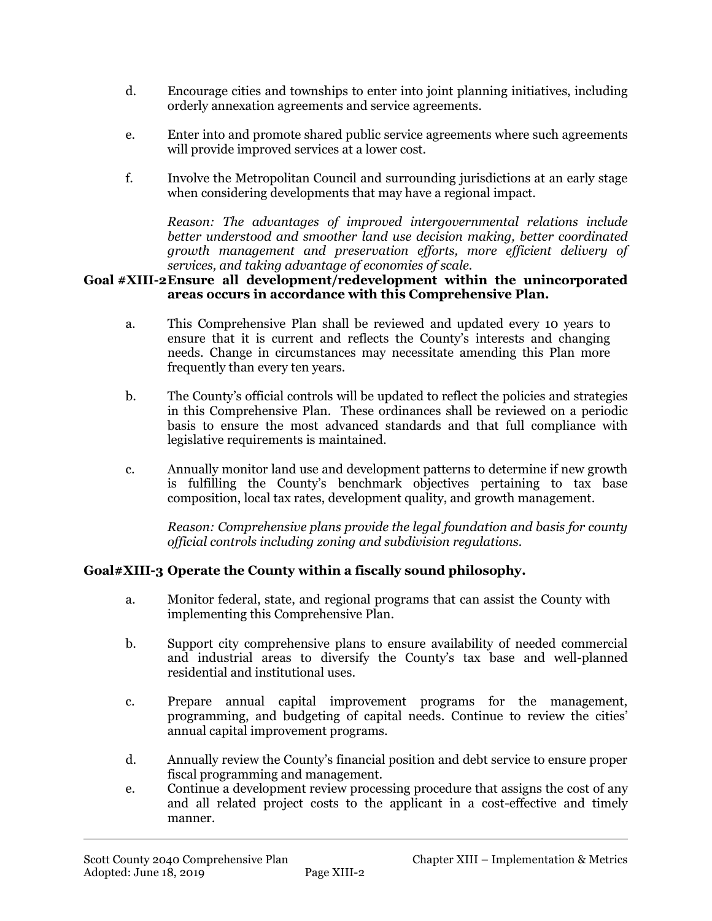d. Encourage cities and townships to enter into joint planning initiatives, including orderly annexation agreements and service agreements.

e. Enter into and promote shared public service agreements where such agreements will provide improved services at a lower cost.

f. Involve the Metropolitan Council and surrounding jurisdictions at an early stage when considering developments that may have a regional impact.

*Reason: The advantages of improved intergovernmental relations include better understood and smoother land use decision making, better coordinated growth management and preservation efforts, more efficient delivery of services, and taking advantage of economies of scale.*

**Goal #XIII-2 Ensure all development/redevelopment within the unincorporated areas occurs in accordance with this Comprehensive Plan.**

a. This Comprehensive Plan shall be reviewed and updated every 10 years to ensure that it is current and reflects the County's interests and changing needs. Change in circumstances may necessitate amending this Plan more frequently than every ten years.

b. The County's official controls will be updated to reflect the policies and strategies in this Comprehensive Plan. These ordinances shall be reviewed on a periodic basis to ensure the most advanced standards and that full compliance with legislative requirements is maintained.

c. Annually monitor land use and development patterns to determine if new growth is fulfilling the County's benchmark objectives pertaining to tax base composition, local tax rates, development quality, and growth management.

*Reason: Comprehensive plans provide the legal foundation and basis for county official controls including zoning and subdivision regulations.*

**Goal#XIII-3 Operate the County within a fiscally sound philosophy.**

a. Monitor federal, state, and regional programs that can assist the County with implementing this Comprehensive Plan.

b. Support city comprehensive plans to ensure availability of needed commercial and industrial areas to diversify the County's tax base and well-planned residential and institutional uses.

c. Prepare annual capital improvement programs for the management, programming, and budgeting of capital needs. Continue to review the cities' annual capital improvement programs.

d. Annually review the County's financial position and debt service to ensure proper fiscal programming and management.

e. Continue a development review processing procedure that assigns the cost of any and all related project costs to the applicant in a cost-effective and timely manner.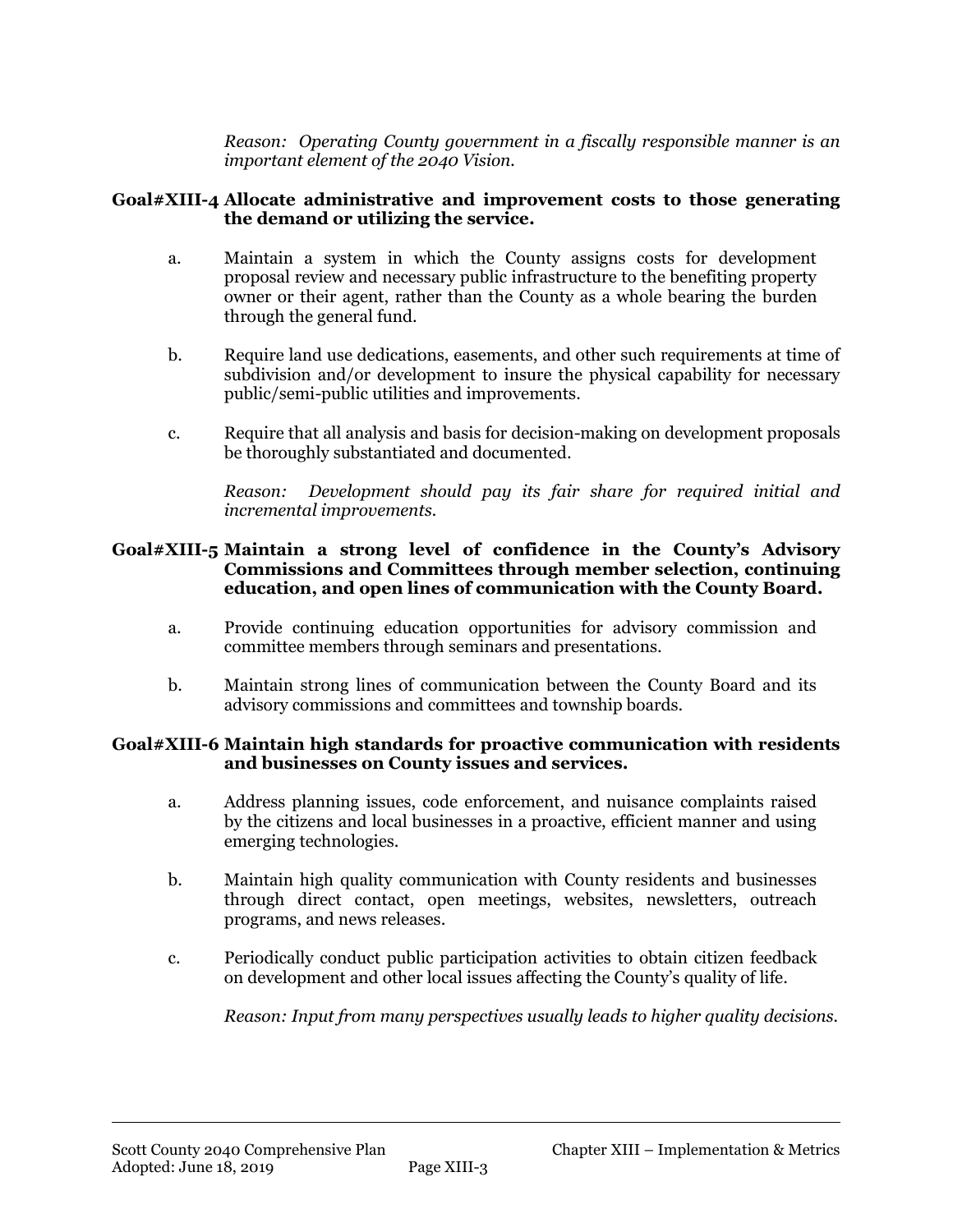*Reason: Operating County government in a fiscally responsible manner is an important element of the 2040 Vision.*

**Goal#XIII-4 Allocate administrative and improvement costs to those generating the demand or utilizing the service.**

a. Maintain a system in which the County assigns costs for development proposal review and necessary public infrastructure to the benefiting property owner or their agent, rather than the County as a whole bearing the burden through the general fund.

b. Require land use dedications, easements, and other such requirements at time of subdivision and/or development to insure the physical capability for necessary public/semi-public utilities and improvements.

c. Require that all analysis and basis for decision-making on development proposals be thoroughly substantiated and documented.

*Reason: Development should pay its fair share for required initial and incremental improvements.*

**Goal#XIII-5 Maintain a strong level of confidence in the County's Advisory Commissions and Committees through member selection, continuing education, and open lines of communication with the County Board.**

a. Provide continuing education opportunities for advisory commission and committee members through seminars and presentations.

b. Maintain strong lines of communication between the County Board and its advisory commissions and committees and township boards.

**Goal#XIII-6 Maintain high standards for proactive communication with residents and businesses on County issues and services.**

a. Address planning issues, code enforcement, and nuisance complaints raised by the citizens and local businesses in a proactive, efficient manner and using emerging technologies.

b. Maintain high quality communication with County residents and businesses through direct contact, open meetings, websites, newsletters, outreach programs, and news releases.

c. Periodically conduct public participation activities to obtain citizen feedback on development and other local issues affecting the County's quality of life.

*Reason: Input from many perspectives usually leads to higher quality decisions.*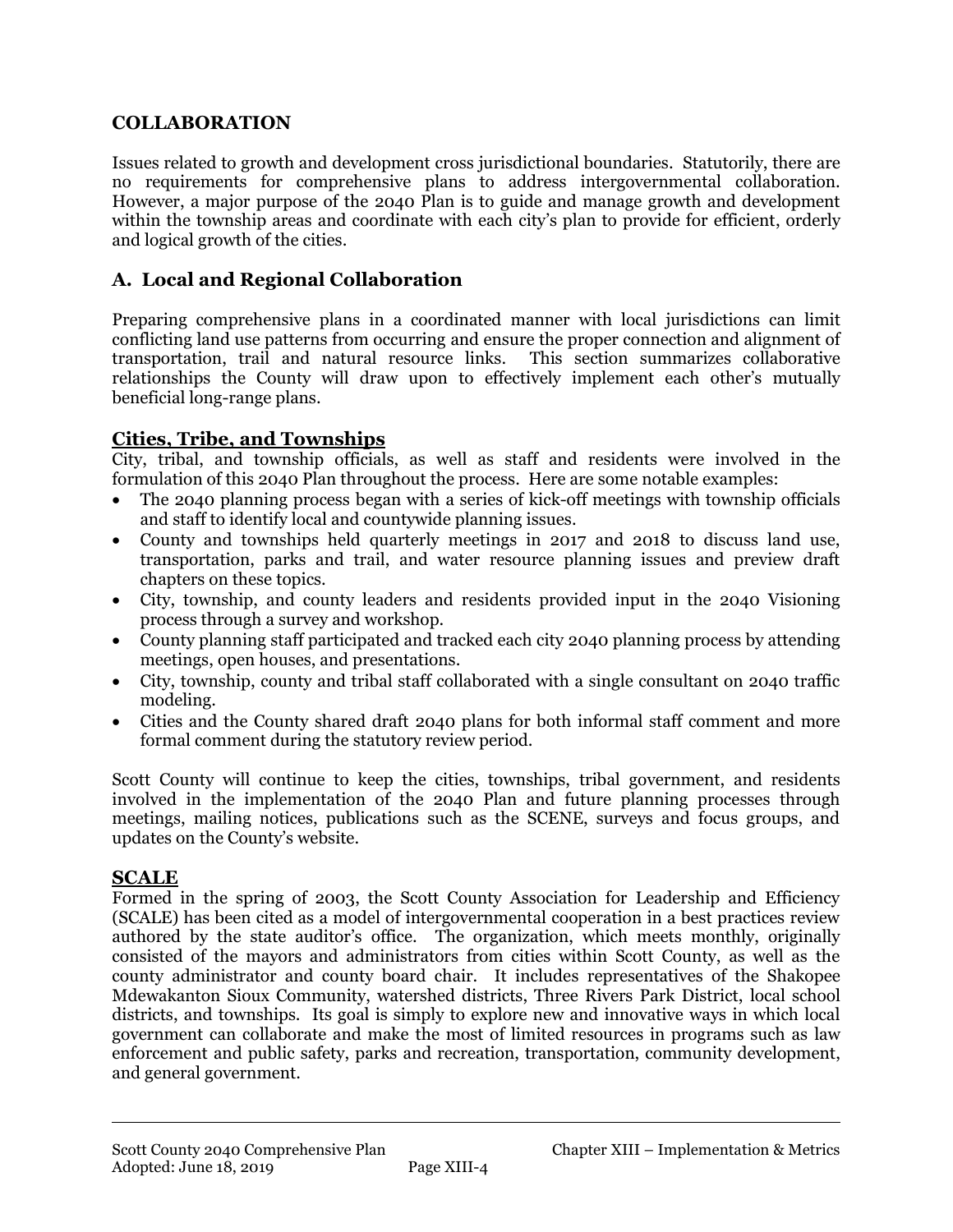## COLLABORATION

Issues related to growth and development cross jurisdictional boundaries. Statutorily, there are no requirements for comprehensive plans to address intergovernmental collaboration. However, a major purpose of the 2040 Plan is to guide and manage growth and development within the township areas and coordinate with each city's plan to provide for efficient, orderly and logical growth of the cities.

### A. Local and Regional Collaboration

Preparing comprehensive plans in a coordinated manner with local jurisdictions can limit conflicting land use patterns from occurring and ensure the proper connection and alignment of transportation, trail and natural resource links. This section summarizes collaborative relationships the County will draw upon to effectively implement each other's mutually beneficial long-range plans.

#### Cities, Tribe, and Townships

City, tribal, and township officials, as well as staff and residents were involved in the formulation of this 2040 Plan throughout the process. Here are some notable examples:

- The 2040 planning process began with a series of kick-off meetings with township officials and staff to identify local and countywide planning issues.
- County and townships held quarterly meetings in 2017 and 2018 to discuss land use, transportation, parks and trail, and water resource planning issues and preview draft chapters on these topics.
- City, township, and county leaders and residents provided input in the 2040 Visioning process through a survey and workshop.
- County planning staff participated and tracked each city 2040 planning process by attending meetings, open houses, and presentations.
- City, township, county and tribal staff collaborated with a single consultant on 2040 traffic modeling.
- Cities and the County shared draft 2040 plans for both informal staff comment and more formal comment during the statutory review period.

Scott County will continue to keep the cities, townships, tribal government, and residents involved in the implementation of the 2040 Plan and future planning processes through meetings, mailing notices, publications such as the SCENE, surveys and focus groups, and updates on the County's website.

#### SCALE

Formed in the spring of 2003, the Scott County Association for Leadership and Efficiency (SCALE) has been cited as a model of intergovernmental cooperation in a best practices review authored by the state auditor's office. The organization, which meets monthly, originally consisted of the mayors and administrators from cities within Scott County, as well as the county administrator and county board chair. It includes representatives of the Shakopee Mdewakanton Sioux Community, watershed districts, Three Rivers Park District, local school districts, and townships. Its goal is simply to explore new and innovative ways in which local government can collaborate and make the most of limited resources in programs such as law enforcement and public safety, parks and recreation, transportation, community development, and general government.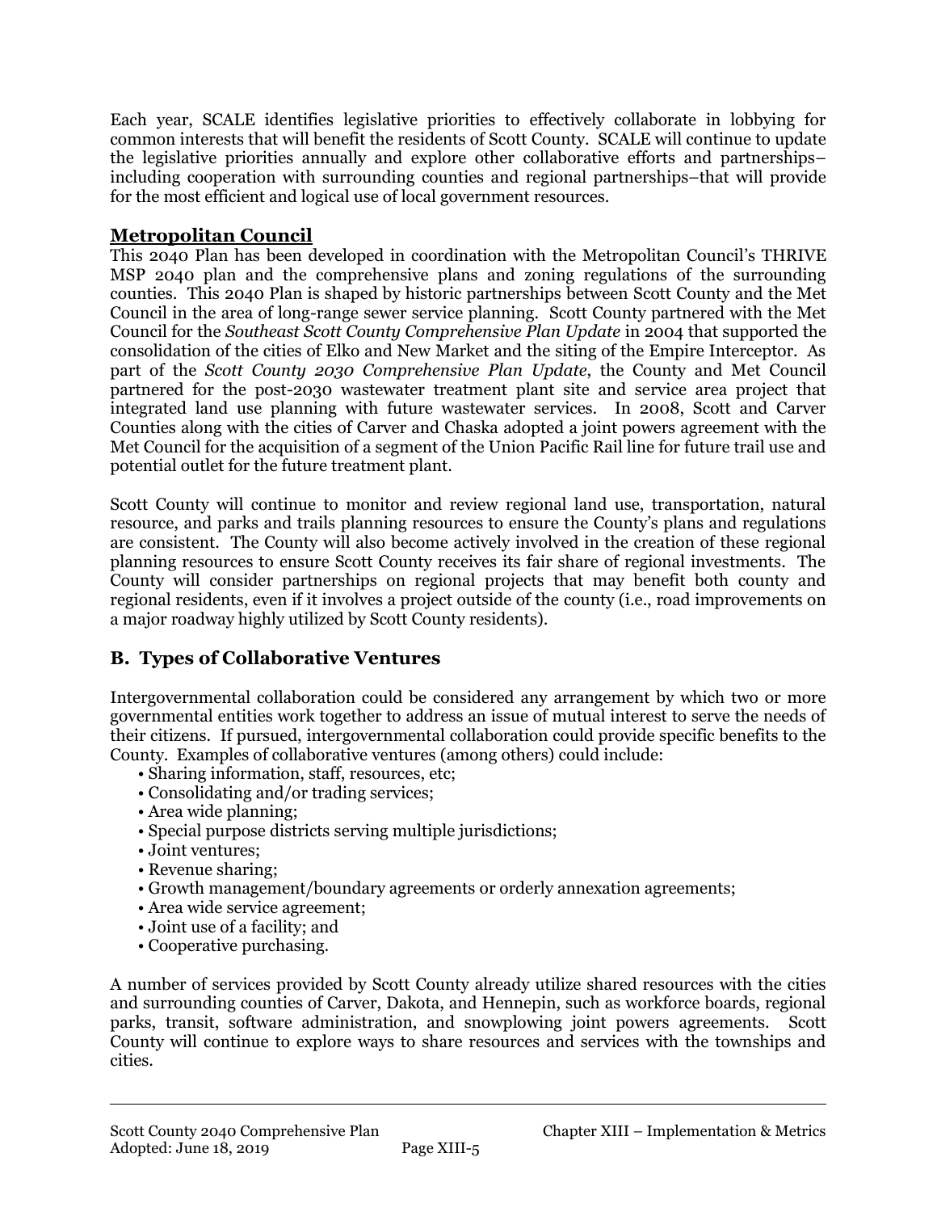Each year, SCALE identifies legislative priorities to effectively collaborate in lobbying for common interests that will benefit the residents of Scott County. SCALE will continue to update the legislative priorities annually and explore other collaborative efforts and partnerships–including cooperation with surrounding counties and regional partnerships–that will provide for the most efficient and logical use of local government resources.

### Metropolitan Council

This 2040 Plan has been developed in coordination with the Metropolitan Council's THRIVE MSP 2040 plan and the comprehensive plans and zoning regulations of the surrounding counties. This 2040 Plan is shaped by historic partnerships between Scott County and the Met Council in the area of long-range sewer service planning. Scott County partnered with the Met Council for the *Southeast Scott County Comprehensive Plan Update* in 2004 that supported the consolidation of the cities of Elko and New Market and the siting of the Empire Interceptor. As part of the *Scott County 2030 Comprehensive Plan Update*, the County and Met Council partnered for the post-2030 wastewater treatment plant site and service area project that integrated land use planning with future wastewater services. In 2008, Scott and Carver Counties along with the cities of Carver and Chaska adopted a joint powers agreement with the Met Council for the acquisition of a segment of the Union Pacific Rail line for future trail use and potential outlet for the future treatment plant.

Scott County will continue to monitor and review regional land use, transportation, natural resource, and parks and trails planning resources to ensure the County's plans and regulations are consistent. The County will also become actively involved in the creation of these regional planning resources to ensure Scott County receives its fair share of regional investments. The County will consider partnerships on regional projects that may benefit both county and regional residents, even if it involves a project outside of the county (i.e., road improvements on a major roadway highly utilized by Scott County residents).

## B. Types of Collaborative Ventures

Intergovernmental collaboration could be considered any arrangement by which two or more governmental entities work together to address an issue of mutual interest to serve the needs of their citizens. If pursued, intergovernmental collaboration could provide specific benefits to the County. Examples of collaborative ventures (among others) could include:

- Sharing information, staff, resources, etc;
- Consolidating and/or trading services;
- Area wide planning;
- Special purpose districts serving multiple jurisdictions;
- Joint ventures;
- Revenue sharing;
- Growth management/boundary agreements or orderly annexation agreements;
- Area wide service agreement;
- Joint use of a facility; and
- Cooperative purchasing.

A number of services provided by Scott County already utilize shared resources with the cities and surrounding counties of Carver, Dakota, and Hennepin, such as workforce boards, regional parks, transit, software administration, and snowplowing joint powers agreements. Scott County will continue to explore ways to share resources and services with the townships and cities.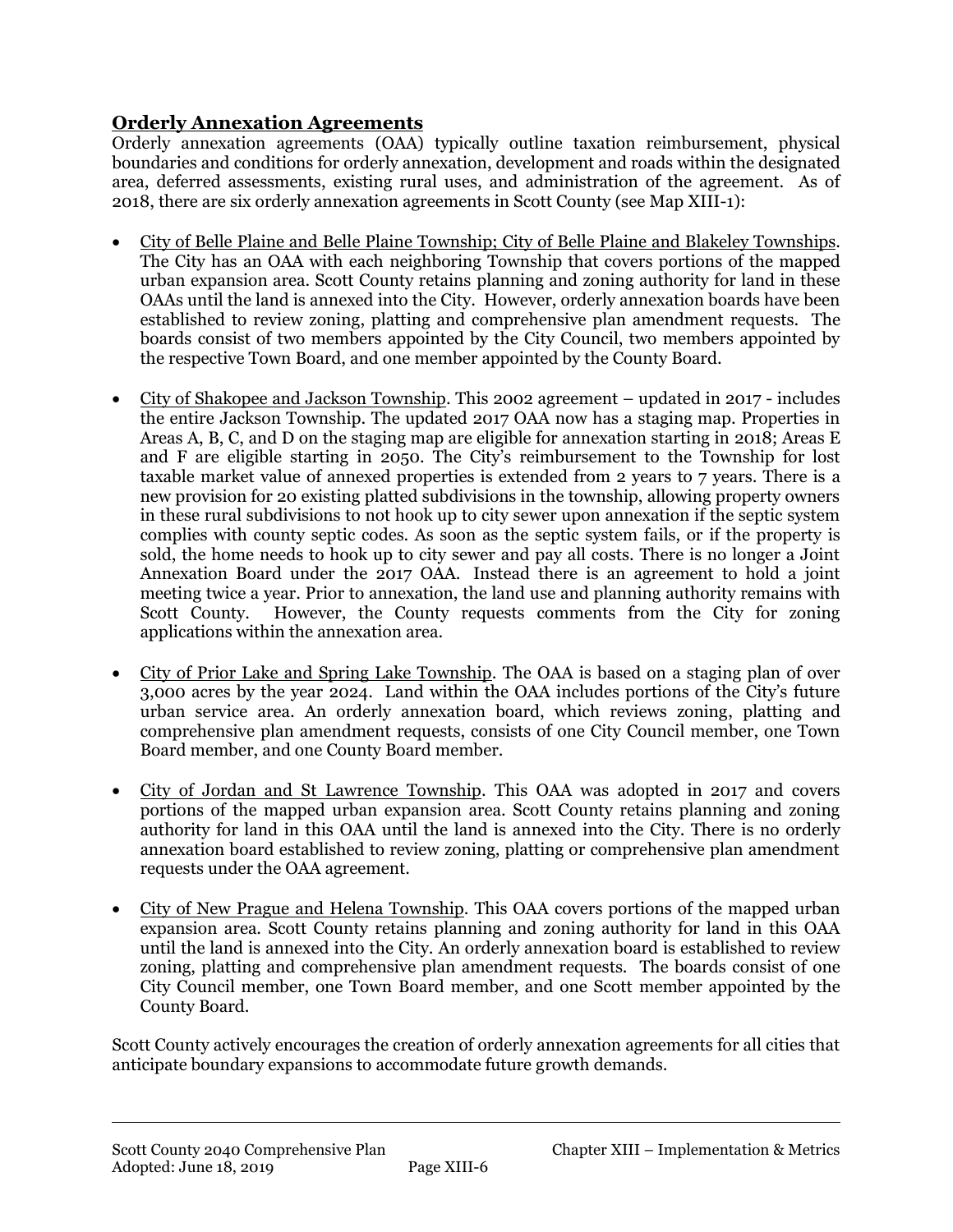## Orderly Annexation Agreements

Orderly annexation agreements (OAA) typically outline taxation reimbursement, physical boundaries and conditions for orderly annexation, development and roads within the designated area, deferred assessments, existing rural uses, and administration of the agreement. As of 2018, there are six orderly annexation agreements in Scott County (see Map XIII-1):

- City of Belle Plaine and Belle Plaine Township; City of Belle Plaine and Blakeley Townships. The City has an OAA with each neighboring Township that covers portions of the mapped urban expansion area. Scott County retains planning and zoning authority for land in these OAAs until the land is annexed into the City. However, orderly annexation boards have been established to review zoning, platting and comprehensive plan amendment requests. The boards consist of two members appointed by the City Council, two members appointed by the respective Town Board, and one member appointed by the County Board.

- City of Shakopee and Jackson Township. This 2002 agreement – updated in 2017 - includes the entire Jackson Township. The updated 2017 OAA now has a staging map. Properties in Areas A, B, C, and D on the staging map are eligible for annexation starting in 2018; Areas E and F are eligible starting in 2050. The City's reimbursement to the Township for lost taxable market value of annexed properties is extended from 2 years to 7 years. There is a new provision for 20 existing platted subdivisions in the township, allowing property owners in these rural subdivisions to not hook up to city sewer upon annexation if the septic system complies with county septic codes. As soon as the septic system fails, or if the property is sold, the home needs to hook up to city sewer and pay all costs. There is no longer a Joint Annexation Board under the 2017 OAA. Instead there is an agreement to hold a joint meeting twice a year. Prior to annexation, the land use and planning authority remains with Scott County. However, the County requests comments from the City for zoning applications within the annexation area.

- City of Prior Lake and Spring Lake Township. The OAA is based on a staging plan of over 3,000 acres by the year 2024. Land within the OAA includes portions of the City's future urban service area. An orderly annexation board, which reviews zoning, platting and comprehensive plan amendment requests, consists of one City Council member, one Town Board member, and one County Board member.

- City of Jordan and St Lawrence Township. This OAA was adopted in 2017 and covers portions of the mapped urban expansion area. Scott County retains planning and zoning authority for land in this OAA until the land is annexed into the City. There is no orderly annexation board established to review zoning, platting or comprehensive plan amendment requests under the OAA agreement.

- City of New Prague and Helena Township. This OAA covers portions of the mapped urban expansion area. Scott County retains planning and zoning authority for land in this OAA until the land is annexed into the City. An orderly annexation board is established to review zoning, platting and comprehensive plan amendment requests. The boards consist of one City Council member, one Town Board member, and one Scott member appointed by the County Board.

Scott County actively encourages the creation of orderly annexation agreements for all cities that anticipate boundary expansions to accommodate future growth demands.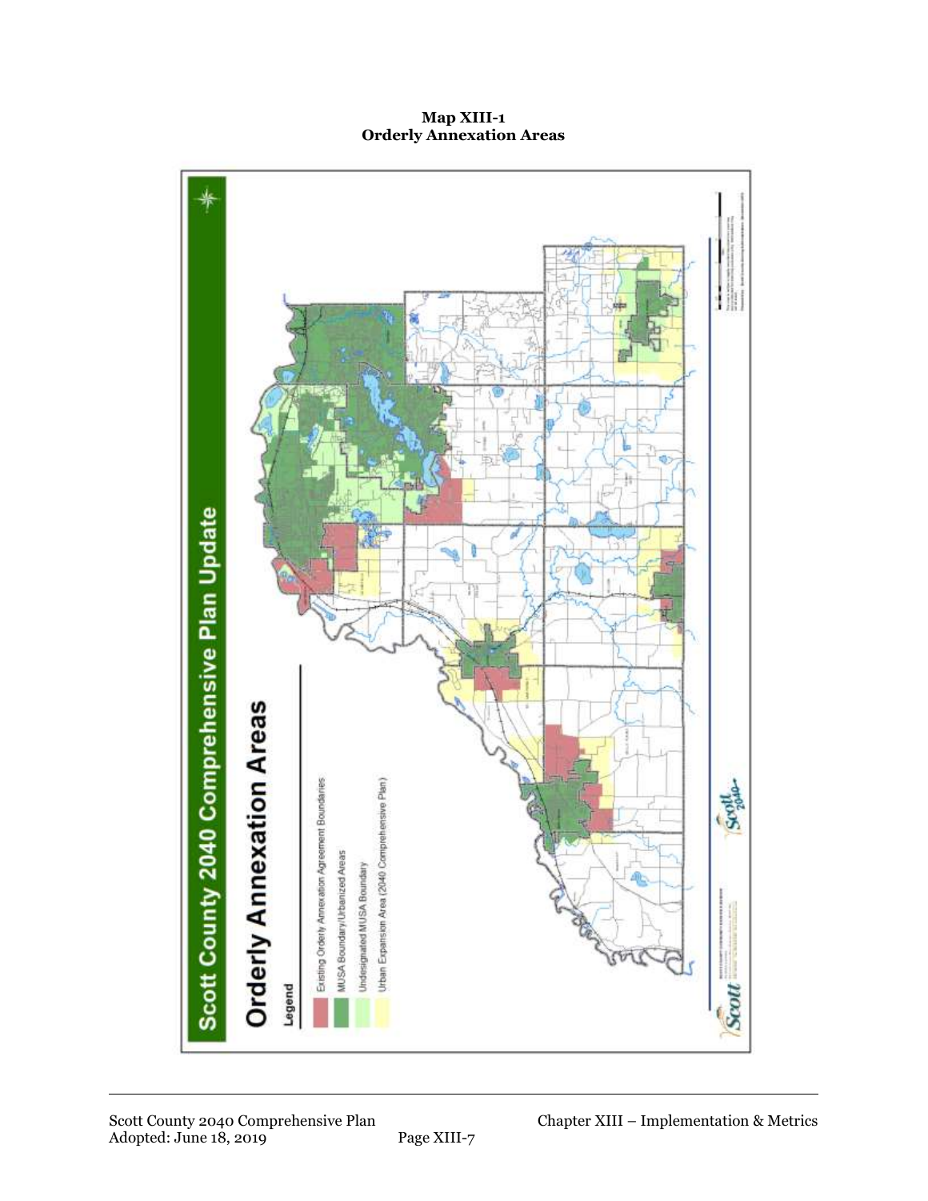**Map XIII-1**
**Orderly Annexation Areas**

Scott County 2040 Comprehensive Plan Update

Orderly Annexation Areas

Legend

Existing Orderly Annexation Agreement Boundaries

MUSA Boundary/Urbanized Areas

Undesignated MUSA Boundary

Urban Expansion Area (2040 Comprehensive Plan)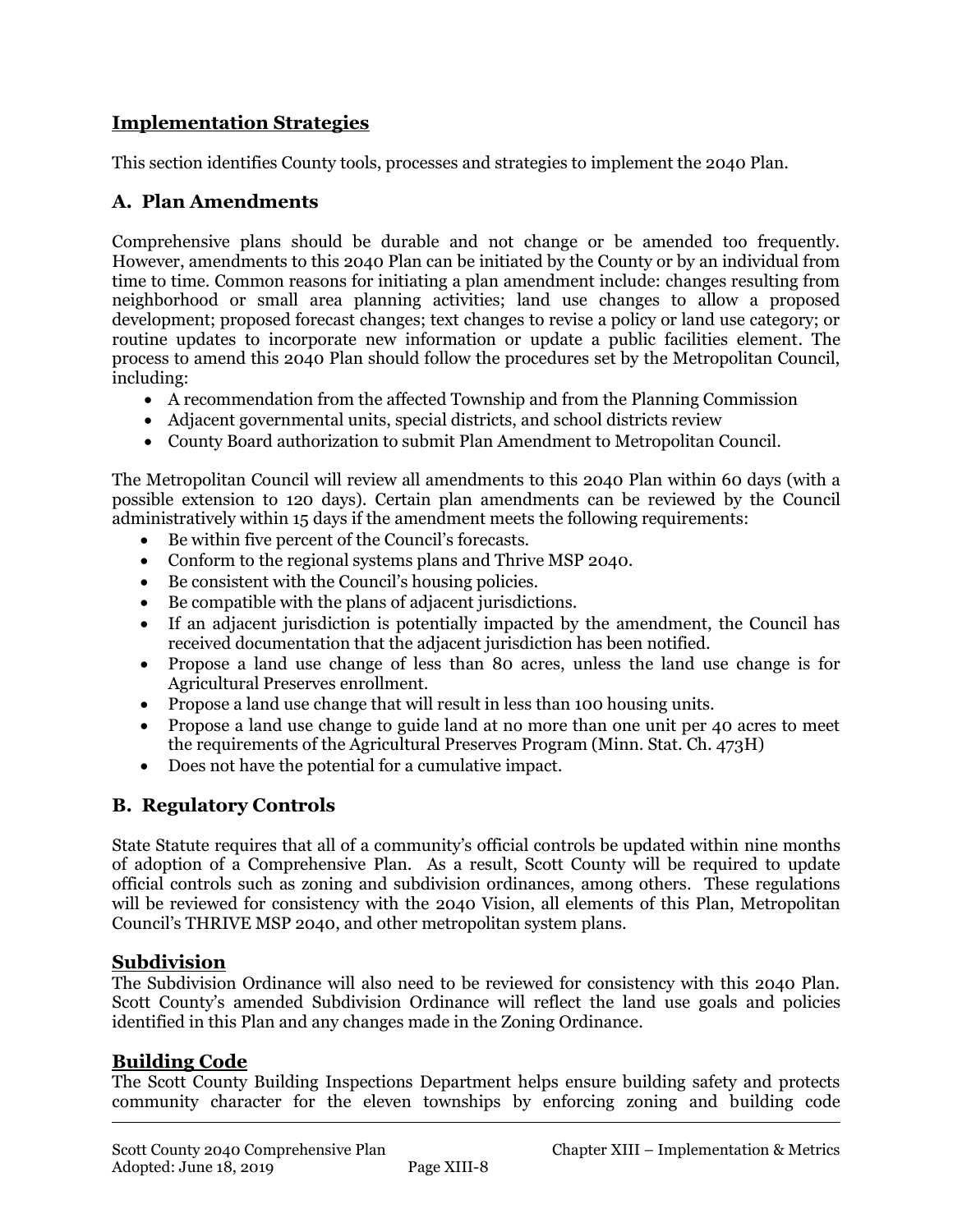## Implementation Strategies

This section identifies County tools, processes and strategies to implement the 2040 Plan.

### A. Plan Amendments

Comprehensive plans should be durable and not change or be amended too frequently. However, amendments to this 2040 Plan can be initiated by the County or by an individual from time to time. Common reasons for initiating a plan amendment include: changes resulting from neighborhood or small area planning activities; land use changes to allow a proposed development; proposed forecast changes; text changes to revise a policy or land use category; or routine updates to incorporate new information or update a public facilities element. The process to amend this 2040 Plan should follow the procedures set by the Metropolitan Council, including:

- A recommendation from the affected Township and from the Planning Commission
- Adjacent governmental units, special districts, and school districts review
- County Board authorization to submit Plan Amendment to Metropolitan Council.

The Metropolitan Council will review all amendments to this 2040 Plan within 60 days (with a possible extension to 120 days). Certain plan amendments can be reviewed by the Council administratively within 15 days if the amendment meets the following requirements:

- Be within five percent of the Council's forecasts.
- Conform to the regional systems plans and Thrive MSP 2040.
- Be consistent with the Council's housing policies.
- Be compatible with the plans of adjacent jurisdictions.
- If an adjacent jurisdiction is potentially impacted by the amendment, the Council has received documentation that the adjacent jurisdiction has been notified.
- Propose a land use change of less than 80 acres, unless the land use change is for Agricultural Preserves enrollment.
- Propose a land use change that will result in less than 100 housing units.
- Propose a land use change to guide land at no more than one unit per 40 acres to meet the requirements of the Agricultural Preserves Program (Minn. Stat. Ch. 473H)
- Does not have the potential for a cumulative impact.

### B. Regulatory Controls

State Statute requires that all of a community's official controls be updated within nine months of adoption of a Comprehensive Plan. As a result, Scott County will be required to update official controls such as zoning and subdivision ordinances, among others. These regulations will be reviewed for consistency with the 2040 Vision, all elements of this Plan, Metropolitan Council's THRIVE MSP 2040, and other metropolitan system plans.

#### Subdivision

The Subdivision Ordinance will also need to be reviewed for consistency with this 2040 Plan. Scott County's amended Subdivision Ordinance will reflect the land use goals and policies identified in this Plan and any changes made in the Zoning Ordinance.

#### Building Code

The Scott County Building Inspections Department helps ensure building safety and protects community character for the eleven townships by enforcing zoning and building code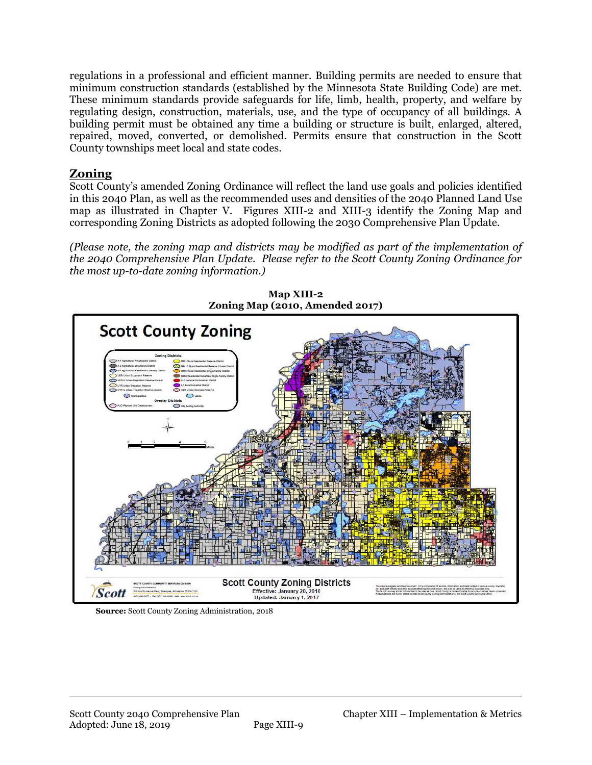regulations in a professional and efficient manner. Building permits are needed to ensure that minimum construction standards (established by the Minnesota State Building Code) are met. These minimum standards provide safeguards for life, limb, health, property, and welfare by regulating design, construction, materials, use, and the type of occupancy of all buildings. A building permit must be obtained any time a building or structure is built, enlarged, altered, repaired, moved, converted, or demolished. Permits ensure that construction in the Scott County townships meet local and state codes.

## Zoning

Scott County's amended Zoning Ordinance will reflect the land use goals and policies identified in this 2040 Plan, as well as the recommended uses and densities of the 2040 Planned Land Use map as illustrated in Chapter V. Figures XIII-2 and XIII-3 identify the Zoning Map and corresponding Zoning Districts as adopted following the 2030 Comprehensive Plan Update.

*(Please note, the zoning map and districts may be modified as part of the implementation of the 2040 Comprehensive Plan Update. Please refer to the Scott County Zoning Ordinance for the most up-to-date zoning information.)*

**Map XIII-2**
**Zoning Map (2010, Amended 2017)**

Scott County Zoning

Zoning Districts

- A-1 Agricultural Preservation District
- A-2 Agricultural Woodlands District
- A-3 Agricultural Preservation Density District
- UER Urban Expansion Reserve
- UER-C Urban Expansion Reserve Cluster
- UTR Urban Transition Reserve
- UTR-C Urban Transition Reserve Cluster
- Municipalities
- RR-1 Rural Residential Reserve District
- RR-1C Rural Residential Reserve Cluster District
- RR-2 Rural Residential Single Family District
- RR-3 Residential Suburban Single Family District
- C-1 General Commercial District
- I-1 Rural Industrial District
- UBR Urban Business Reserve
- Lakes

Overlay Districts

- PUD Planned Unit Development
- City Zoning Authority

0 1 2 4 6 Miles

SCOTT COUNTY COMMUNITY SERVICES DIVISION

Scott County Zoning Districts
Effective: January 20, 2010
Updated: January 1, 2017

**Source:** Scott County Zoning Administration, 2018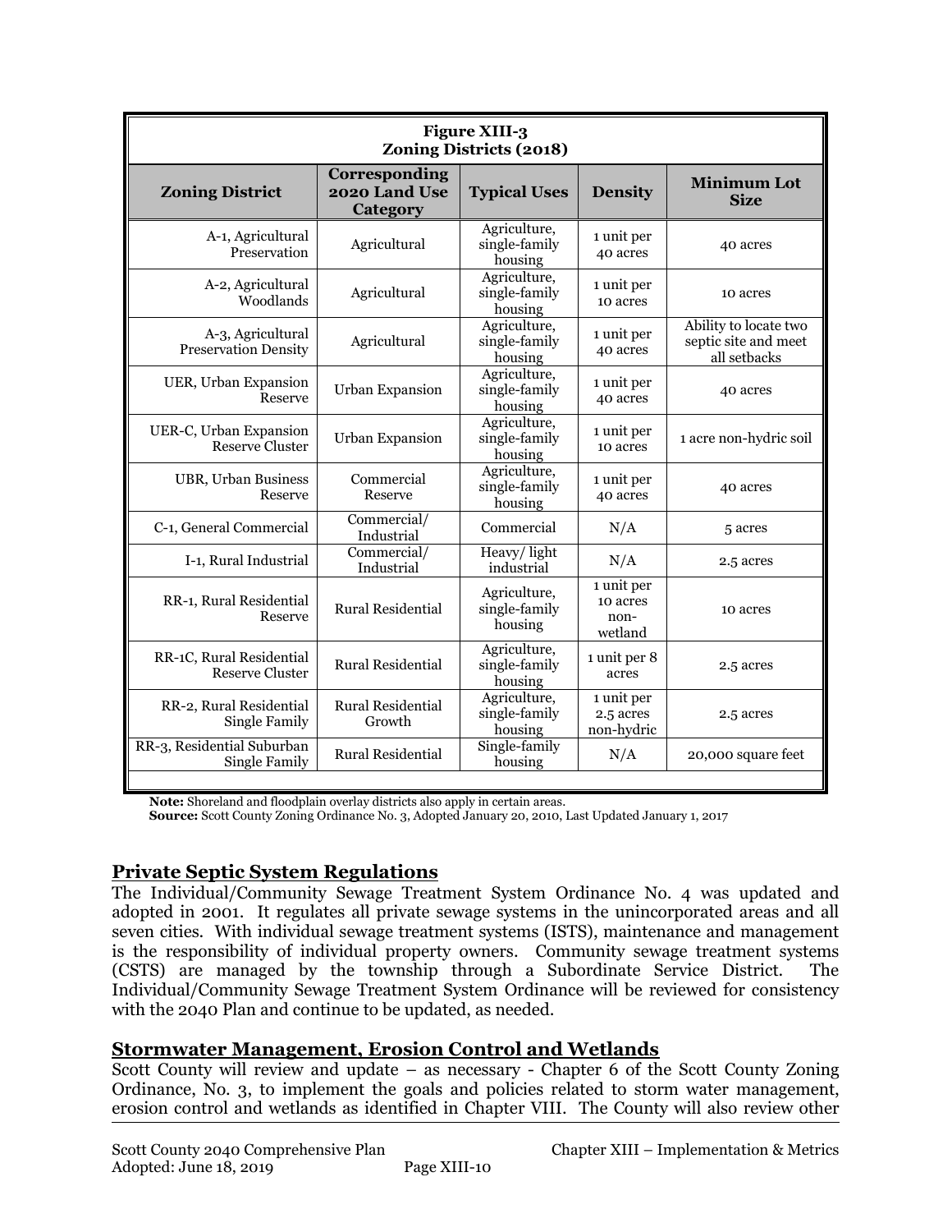**Figure XIII-3**
**Zoning Districts (2018)**

| Zoning District | Corresponding 2020 Land Use Category | Typical Uses | Density | Minimum Lot Size |
|---|---|---|---|---|
| A-1, Agricultural Preservation | Agricultural | Agriculture, single-family housing | 1 unit per 40 acres | 40 acres |
| A-2, Agricultural Woodlands | Agricultural | Agriculture, single-family housing | 1 unit per 10 acres | 10 acres |
| A-3, Agricultural Preservation Density | Agricultural | Agriculture, single-family housing | 1 unit per 40 acres | Ability to locate two septic site and meet all setbacks |
| UER, Urban Expansion Reserve | Urban Expansion | Agriculture, single-family housing | 1 unit per 40 acres | 40 acres |
| UER-C, Urban Expansion Reserve Cluster | Urban Expansion | Agriculture, single-family housing | 1 unit per 10 acres | 1 acre non-hydric soil |
| UBR, Urban Business Reserve | Commercial Reserve | Agriculture, single-family housing | 1 unit per 40 acres | 40 acres |
| C-1, General Commercial | Commercial/ Industrial | Commercial | N/A | 5 acres |
| I-1, Rural Industrial | Commercial/ Industrial | Heavy/ light industrial | N/A | 2.5 acres |
| RR-1, Rural Residential Reserve | Rural Residential | Agriculture, single-family housing | 1 unit per 10 acres non-wetland | 10 acres |
| RR-1C, Rural Residential Reserve Cluster | Rural Residential | Agriculture, single-family housing | 1 unit per 8 acres | 2.5 acres |
| RR-2, Rural Residential Single Family | Rural Residential Growth | Agriculture, single-family housing | 1 unit per 2.5 acres non-hydric | 2.5 acres |
| RR-3, Residential Suburban Single Family | Rural Residential | Single-family housing | N/A | 20,000 square feet |

**Note:** Shoreland and floodplain overlay districts also apply in certain areas.
**Source:** Scott County Zoning Ordinance No. 3, Adopted January 20, 2010, Last Updated January 1, 2017

## Private Septic System Regulations

The Individual/Community Sewage Treatment System Ordinance No. 4 was updated and adopted in 2001. It regulates all private sewage systems in the unincorporated areas and all seven cities. With individual sewage treatment systems (ISTS), maintenance and management is the responsibility of individual property owners. Community sewage treatment systems (CSTS) are managed by the township through a Subordinate Service District. The Individual/Community Sewage Treatment System Ordinance will be reviewed for consistency with the 2040 Plan and continue to be updated, as needed.

## Stormwater Management, Erosion Control and Wetlands

Scott County will review and update – as necessary - Chapter 6 of the Scott County Zoning Ordinance, No. 3, to implement the goals and policies related to storm water management, erosion control and wetlands as identified in Chapter VIII. The County will also review other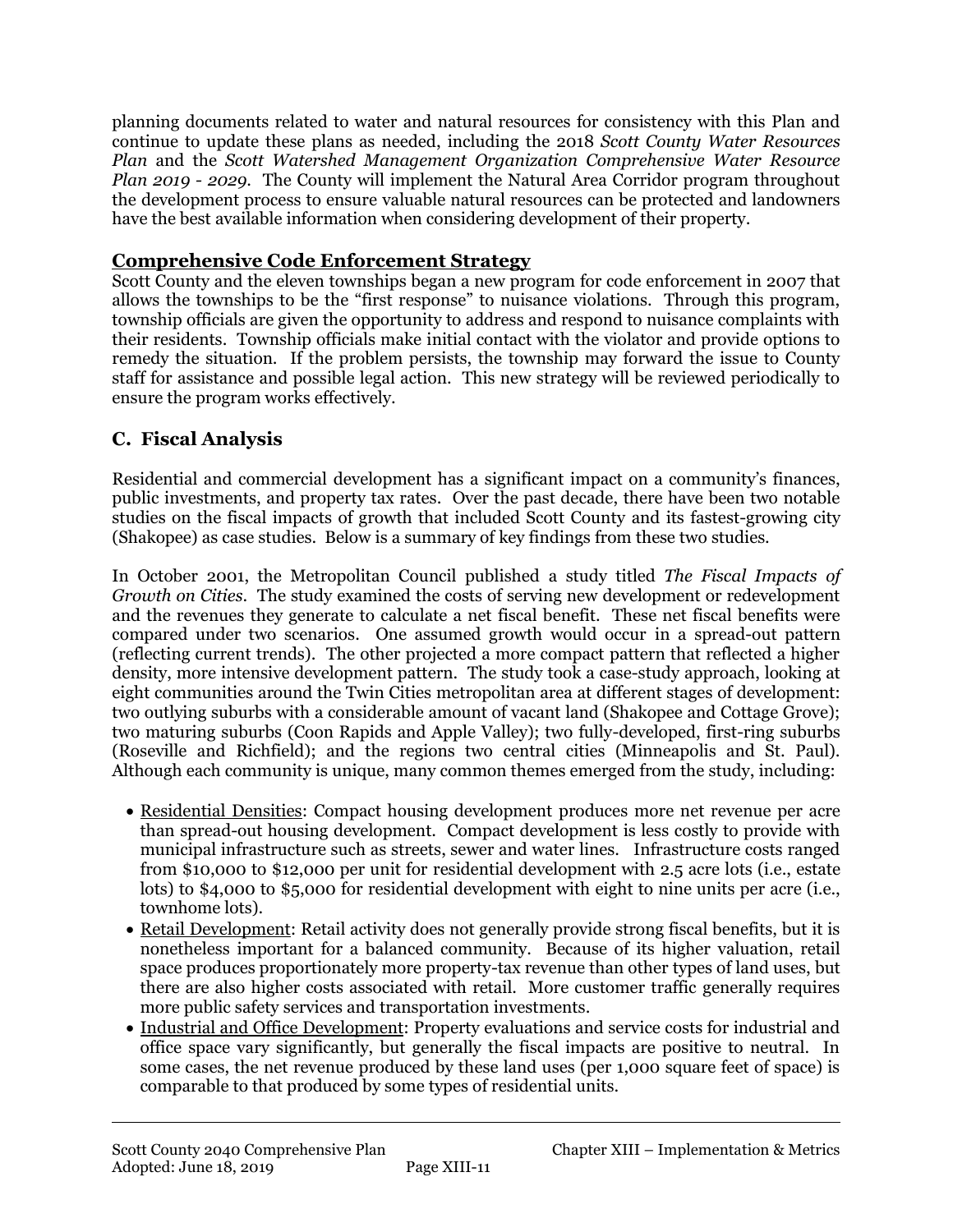planning documents related to water and natural resources for consistency with this Plan and continue to update these plans as needed, including the 2018 *Scott County Water Resources Plan* and the *Scott Watershed Management Organization Comprehensive Water Resource Plan 2019 - 2029*. The County will implement the Natural Area Corridor program throughout the development process to ensure valuable natural resources can be protected and landowners have the best available information when considering development of their property.

### Comprehensive Code Enforcement Strategy

Scott County and the eleven townships began a new program for code enforcement in 2007 that allows the townships to be the "first response" to nuisance violations. Through this program, township officials are given the opportunity to address and respond to nuisance complaints with their residents. Township officials make initial contact with the violator and provide options to remedy the situation. If the problem persists, the township may forward the issue to County staff for assistance and possible legal action. This new strategy will be reviewed periodically to ensure the program works effectively.

## C. Fiscal Analysis

Residential and commercial development has a significant impact on a community's finances, public investments, and property tax rates. Over the past decade, there have been two notable studies on the fiscal impacts of growth that included Scott County and its fastest-growing city (Shakopee) as case studies. Below is a summary of key findings from these two studies.

In October 2001, the Metropolitan Council published a study titled *The Fiscal Impacts of Growth on Cities*. The study examined the costs of serving new development or redevelopment and the revenues they generate to calculate a net fiscal benefit. These net fiscal benefits were compared under two scenarios. One assumed growth would occur in a spread-out pattern (reflecting current trends). The other projected a more compact pattern that reflected a higher density, more intensive development pattern. The study took a case-study approach, looking at eight communities around the Twin Cities metropolitan area at different stages of development: two outlying suburbs with a considerable amount of vacant land (Shakopee and Cottage Grove); two maturing suburbs (Coon Rapids and Apple Valley); two fully-developed, first-ring suburbs (Roseville and Richfield); and the regions two central cities (Minneapolis and St. Paul). Although each community is unique, many common themes emerged from the study, including:

- Residential Densities: Compact housing development produces more net revenue per acre than spread-out housing development. Compact development is less costly to provide with municipal infrastructure such as streets, sewer and water lines. Infrastructure costs ranged from $10,000 to $12,000 per unit for residential development with 2.5 acre lots (i.e., estate lots) to $4,000 to $5,000 for residential development with eight to nine units per acre (i.e., townhome lots).
- Retail Development: Retail activity does not generally provide strong fiscal benefits, but it is nonetheless important for a balanced community. Because of its higher valuation, retail space produces proportionately more property-tax revenue than other types of land uses, but there are also higher costs associated with retail. More customer traffic generally requires more public safety services and transportation investments.
- Industrial and Office Development: Property evaluations and service costs for industrial and office space vary significantly, but generally the fiscal impacts are positive to neutral. In some cases, the net revenue produced by these land uses (per 1,000 square feet of space) is comparable to that produced by some types of residential units.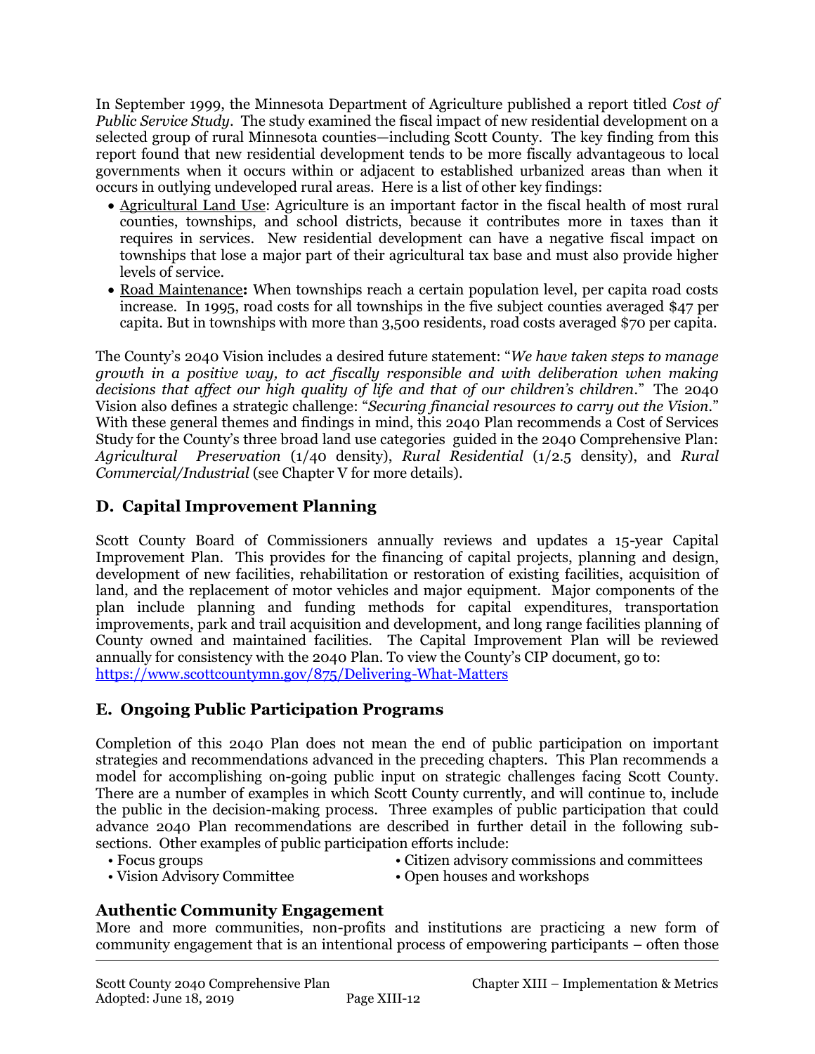In September 1999, the Minnesota Department of Agriculture published a report titled *Cost of Public Service Study*. The study examined the fiscal impact of new residential development on a selected group of rural Minnesota counties—including Scott County. The key finding from this report found that new residential development tends to be more fiscally advantageous to local governments when it occurs within or adjacent to established urbanized areas than when it occurs in outlying undeveloped rural areas. Here is a list of other key findings:

- Agricultural Land Use: Agriculture is an important factor in the fiscal health of most rural counties, townships, and school districts, because it contributes more in taxes than it requires in services. New residential development can have a negative fiscal impact on townships that lose a major part of their agricultural tax base and must also provide higher levels of service.
- Road Maintenance**:** When townships reach a certain population level, per capita road costs increase. In 1995, road costs for all townships in the five subject counties averaged $47 per capita. But in townships with more than 3,500 residents, road costs averaged $70 per capita.

The County's 2040 Vision includes a desired future statement: "*We have taken steps to manage growth in a positive way, to act fiscally responsible and with deliberation when making decisions that affect our high quality of life and that of our children's children*." The 2040 Vision also defines a strategic challenge: "*Securing financial resources to carry out the Vision*." With these general themes and findings in mind, this 2040 Plan recommends a Cost of Services Study for the County's three broad land use categories guided in the 2040 Comprehensive Plan: *Agricultural Preservation* (1/40 density), *Rural Residential* (1/2.5 density), and *Rural Commercial/Industrial* (see Chapter V for more details).

## D. Capital Improvement Planning

Scott County Board of Commissioners annually reviews and updates a 15-year Capital Improvement Plan. This provides for the financing of capital projects, planning and design, development of new facilities, rehabilitation or restoration of existing facilities, acquisition of land, and the replacement of motor vehicles and major equipment. Major components of the plan include planning and funding methods for capital expenditures, transportation improvements, park and trail acquisition and development, and long range facilities planning of County owned and maintained facilities. The Capital Improvement Plan will be reviewed annually for consistency with the 2040 Plan. To view the County's CIP document, go to: https://www.scottcountymn.gov/875/Delivering-What-Matters

## E. Ongoing Public Participation Programs

Completion of this 2040 Plan does not mean the end of public participation on important strategies and recommendations advanced in the preceding chapters. This Plan recommends a model for accomplishing on-going public input on strategic challenges facing Scott County. There are a number of examples in which Scott County currently, and will continue to, include the public in the decision-making process. Three examples of public participation that could advance 2040 Plan recommendations are described in further detail in the following sub-sections. Other examples of public participation efforts include:

- Focus groups
- Vision Advisory Committee
- Citizen advisory commissions and committees
- Open houses and workshops

### Authentic Community Engagement

More and more communities, non-profits and institutions are practicing a new form of community engagement that is an intentional process of empowering participants – often those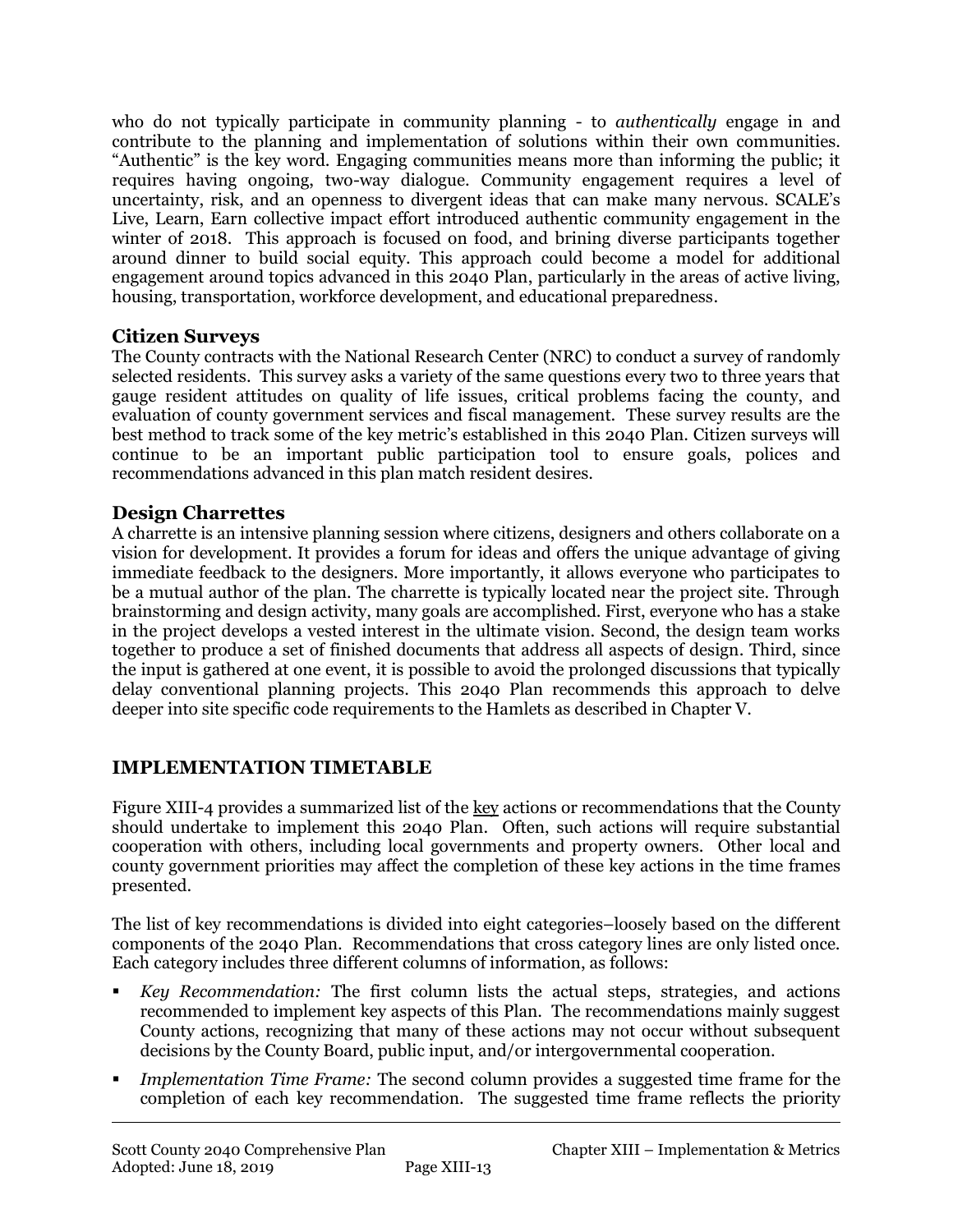who do not typically participate in community planning - to *authentically* engage in and contribute to the planning and implementation of solutions within their own communities. "Authentic" is the key word. Engaging communities means more than informing the public; it requires having ongoing, two-way dialogue. Community engagement requires a level of uncertainty, risk, and an openness to divergent ideas that can make many nervous. SCALE's Live, Learn, Earn collective impact effort introduced authentic community engagement in the winter of 2018. This approach is focused on food, and brining diverse participants together around dinner to build social equity. This approach could become a model for additional engagement around topics advanced in this 2040 Plan, particularly in the areas of active living, housing, transportation, workforce development, and educational preparedness.

### Citizen Surveys

The County contracts with the National Research Center (NRC) to conduct a survey of randomly selected residents. This survey asks a variety of the same questions every two to three years that gauge resident attitudes on quality of life issues, critical problems facing the county, and evaluation of county government services and fiscal management. These survey results are the best method to track some of the key metric's established in this 2040 Plan. Citizen surveys will continue to be an important public participation tool to ensure goals, polices and recommendations advanced in this plan match resident desires.

### Design Charrettes

A charrette is an intensive planning session where citizens, designers and others collaborate on a vision for development. It provides a forum for ideas and offers the unique advantage of giving immediate feedback to the designers. More importantly, it allows everyone who participates to be a mutual author of the plan. The charrette is typically located near the project site. Through brainstorming and design activity, many goals are accomplished. First, everyone who has a stake in the project develops a vested interest in the ultimate vision. Second, the design team works together to produce a set of finished documents that address all aspects of design. Third, since the input is gathered at one event, it is possible to avoid the prolonged discussions that typically delay conventional planning projects. This 2040 Plan recommends this approach to delve deeper into site specific code requirements to the Hamlets as described in Chapter V.

## IMPLEMENTATION TIMETABLE

Figure XIII-4 provides a summarized list of the key actions or recommendations that the County should undertake to implement this 2040 Plan. Often, such actions will require substantial cooperation with others, including local governments and property owners. Other local and county government priorities may affect the completion of these key actions in the time frames presented.

The list of key recommendations is divided into eight categories–loosely based on the different components of the 2040 Plan. Recommendations that cross category lines are only listed once. Each category includes three different columns of information, as follows:

- *Key Recommendation:* The first column lists the actual steps, strategies, and actions recommended to implement key aspects of this Plan. The recommendations mainly suggest County actions, recognizing that many of these actions may not occur without subsequent decisions by the County Board, public input, and/or intergovernmental cooperation.
- *Implementation Time Frame:* The second column provides a suggested time frame for the completion of each key recommendation. The suggested time frame reflects the priority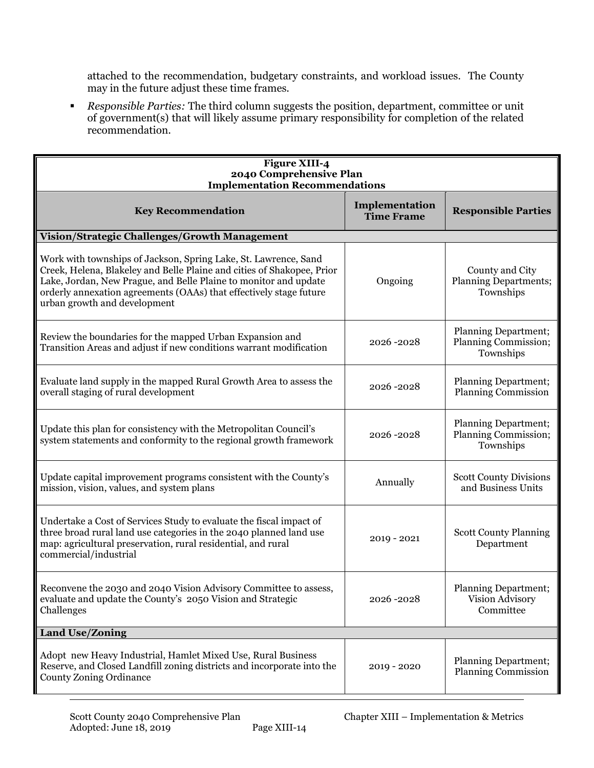attached to the recommendation, budgetary constraints, and workload issues. The County may in the future adjust these time frames.

- *Responsible Parties:* The third column suggests the position, department, committee or unit of government(s) that will likely assume primary responsibility for completion of the related recommendation.

**Figure XIII-4**
**2040 Comprehensive Plan**
**Implementation Recommendations**

| Key Recommendation | Implementation Time Frame | Responsible Parties |
|---|---|---|
| **Vision/Strategic Challenges/Growth Management** | | |
| Work with townships of Jackson, Spring Lake, St. Lawrence, Sand Creek, Helena, Blakeley and Belle Plaine and cities of Shakopee, Prior Lake, Jordan, New Prague, and Belle Plaine to monitor and update orderly annexation agreements (OAAs) that effectively stage future urban growth and development | Ongoing | County and City Planning Departments; Townships |
| Review the boundaries for the mapped Urban Expansion and Transition Areas and adjust if new conditions warrant modification | 2026 -2028 | Planning Department; Planning Commission; Townships |
| Evaluate land supply in the mapped Rural Growth Area to assess the overall staging of rural development | 2026 -2028 | Planning Department; Planning Commission |
| Update this plan for consistency with the Metropolitan Council's system statements and conformity to the regional growth framework | 2026 -2028 | Planning Department; Planning Commission; Townships |
| Update capital improvement programs consistent with the County's mission, vision, values, and system plans | Annually | Scott County Divisions and Business Units |
| Undertake a Cost of Services Study to evaluate the fiscal impact of three broad rural land use categories in the 2040 planned land use map: agricultural preservation, rural residential, and rural commercial/industrial | 2019 - 2021 | Scott County Planning Department |
| Reconvene the 2030 and 2040 Vision Advisory Committee to assess, evaluate and update the County's 2050 Vision and Strategic Challenges | 2026 -2028 | Planning Department; Vision Advisory Committee |
| **Land Use/Zoning** | | |
| Adopt new Heavy Industrial, Hamlet Mixed Use, Rural Business Reserve, and Closed Landfill zoning districts and incorporate into the County Zoning Ordinance | 2019 - 2020 | Planning Department; Planning Commission |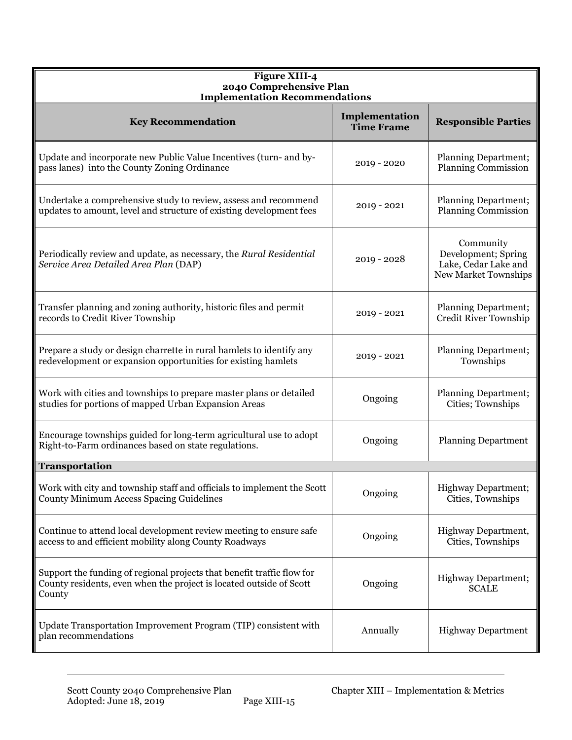**Figure XIII-4**
**2040 Comprehensive Plan**
**Implementation Recommendations**

| Key Recommendation | Implementation Time Frame | Responsible Parties |
|---|---|---|
| Update and incorporate new Public Value Incentives (turn- and by-pass lanes) into the County Zoning Ordinance | 2019 - 2020 | Planning Department; Planning Commission |
| Undertake a comprehensive study to review, assess and recommend updates to amount, level and structure of existing development fees | 2019 - 2021 | Planning Department; Planning Commission |
| Periodically review and update, as necessary, the *Rural Residential Service Area Detailed Area Plan* (DAP) | 2019 - 2028 | Community Development; Spring Lake, Cedar Lake and New Market Townships |
| Transfer planning and zoning authority, historic files and permit records to Credit River Township | 2019 - 2021 | Planning Department; Credit River Township |
| Prepare a study or design charrette in rural hamlets to identify any redevelopment or expansion opportunities for existing hamlets | 2019 - 2021 | Planning Department; Townships |
| Work with cities and townships to prepare master plans or detailed studies for portions of mapped Urban Expansion Areas | Ongoing | Planning Department; Cities; Townships |
| Encourage townships guided for long-term agricultural use to adopt Right-to-Farm ordinances based on state regulations. | Ongoing | Planning Department |
| **Transportation** | | |
| Work with city and township staff and officials to implement the Scott County Minimum Access Spacing Guidelines | Ongoing | Highway Department; Cities, Townships |
| Continue to attend local development review meeting to ensure safe access to and efficient mobility along County Roadways | Ongoing | Highway Department, Cities, Townships |
| Support the funding of regional projects that benefit traffic flow for County residents, even when the project is located outside of Scott County | Ongoing | Highway Department; SCALE |
| Update Transportation Improvement Program (TIP) consistent with plan recommendations | Annually | Highway Department |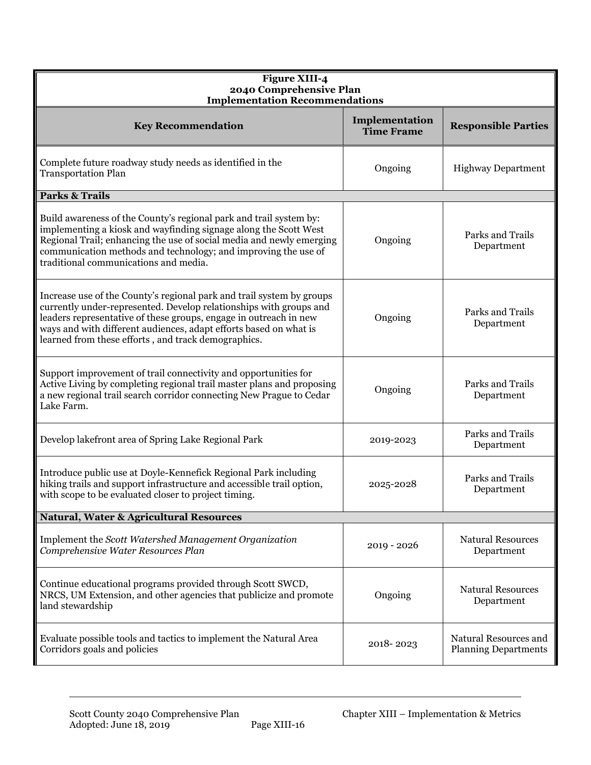**Figure XIII-4**
**2040 Comprehensive Plan**
**Implementation Recommendations**

| Key Recommendation | Implementation Time Frame | Responsible Parties |
|---|---|---|
| Complete future roadway study needs as identified in the Transportation Plan | Ongoing | Highway Department |
| **Parks & Trails** | | |
| Build awareness of the County's regional park and trail system by: implementing a kiosk and wayfinding signage along the Scott West Regional Trail; enhancing the use of social media and newly emerging communication methods and technology; and improving the use of traditional communications and media. | Ongoing | Parks and Trails Department |
| Increase use of the County's regional park and trail system by groups currently under-represented. Develop relationships with groups and leaders representative of these groups, engage in outreach in new ways and with different audiences, adapt efforts based on what is learned from these efforts , and track demographics. | Ongoing | Parks and Trails Department |
| Support improvement of trail connectivity and opportunities for Active Living by completing regional trail master plans and proposing a new regional trail search corridor connecting New Prague to Cedar Lake Farm. | Ongoing | Parks and Trails Department |
| Develop lakefront area of Spring Lake Regional Park | 2019-2023 | Parks and Trails Department |
| Introduce public use at Doyle-Kennefick Regional Park including hiking trails and support infrastructure and accessible trail option, with scope to be evaluated closer to project timing. | 2025-2028 | Parks and Trails Department |
| **Natural, Water & Agricultural Resources** | | |
| Implement the *Scott Watershed Management Organization Comprehensive Water Resources Plan* | 2019 - 2026 | Natural Resources Department |
| Continue educational programs provided through Scott SWCD, NRCS, UM Extension, and other agencies that publicize and promote land stewardship | Ongoing | Natural Resources Department |
| Evaluate possible tools and tactics to implement the Natural Area Corridors goals and policies | 2018- 2023 | Natural Resources and Planning Departments |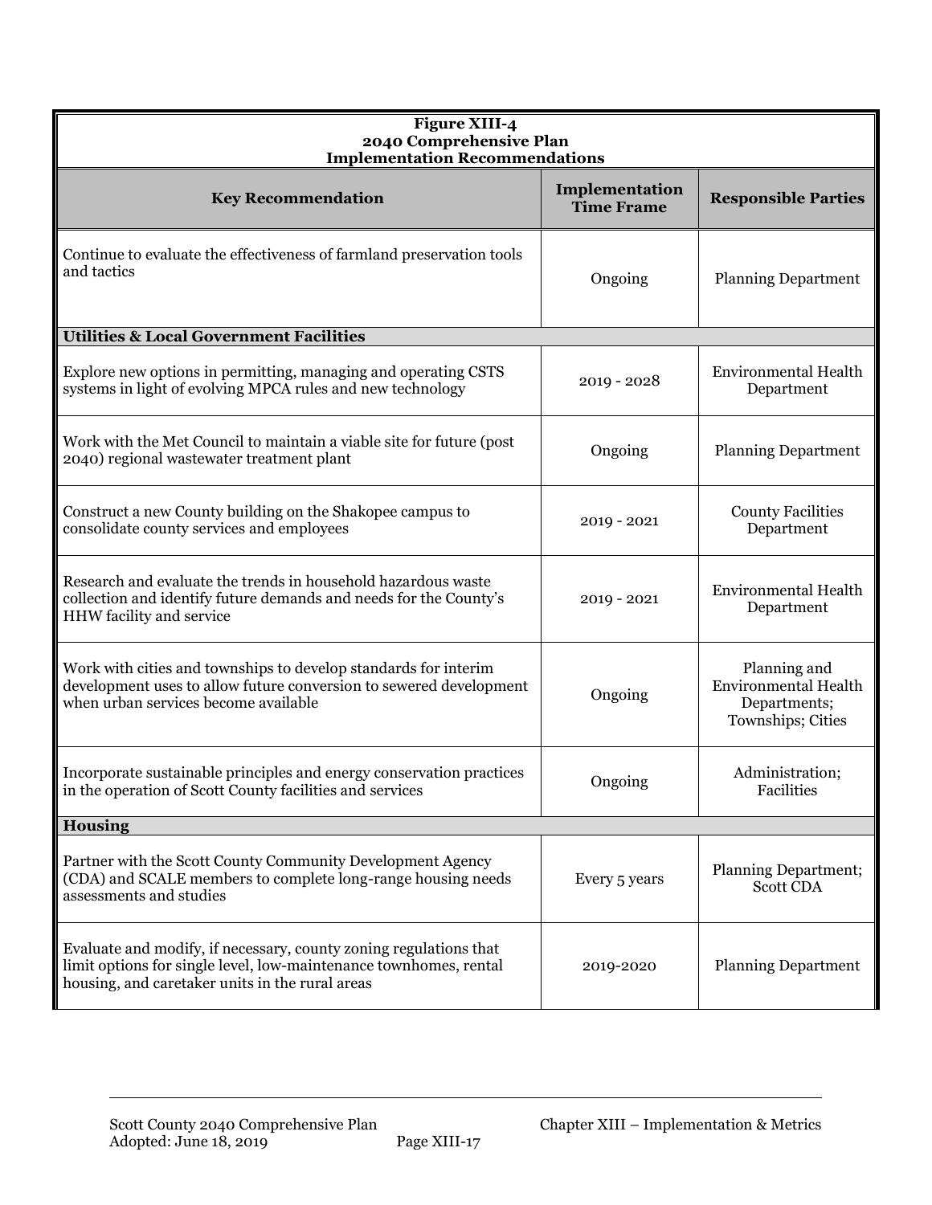**Figure XIII-4**
**2040 Comprehensive Plan**
**Implementation Recommendations**

| Key Recommendation | Implementation Time Frame | Responsible Parties |
|---|---|---|
| Continue to evaluate the effectiveness of farmland preservation tools and tactics | Ongoing | Planning Department |
| **Utilities & Local Government Facilities** | | |
| Explore new options in permitting, managing and operating CSTS systems in light of evolving MPCA rules and new technology | 2019 - 2028 | Environmental Health Department |
| Work with the Met Council to maintain a viable site for future (post 2040) regional wastewater treatment plant | Ongoing | Planning Department |
| Construct a new County building on the Shakopee campus to consolidate county services and employees | 2019 - 2021 | County Facilities Department |
| Research and evaluate the trends in household hazardous waste collection and identify future demands and needs for the County's HHW facility and service | 2019 - 2021 | Environmental Health Department |
| Work with cities and townships to develop standards for interim development uses to allow future conversion to sewered development when urban services become available | Ongoing | Planning and Environmental Health Departments; Townships; Cities |
| Incorporate sustainable principles and energy conservation practices in the operation of Scott County facilities and services | Ongoing | Administration; Facilities |
| **Housing** | | |
| Partner with the Scott County Community Development Agency (CDA) and SCALE members to complete long-range housing needs assessments and studies | Every 5 years | Planning Department; Scott CDA |
| Evaluate and modify, if necessary, county zoning regulations that limit options for single level, low-maintenance townhomes, rental housing, and caretaker units in the rural areas | 2019-2020 | Planning Department |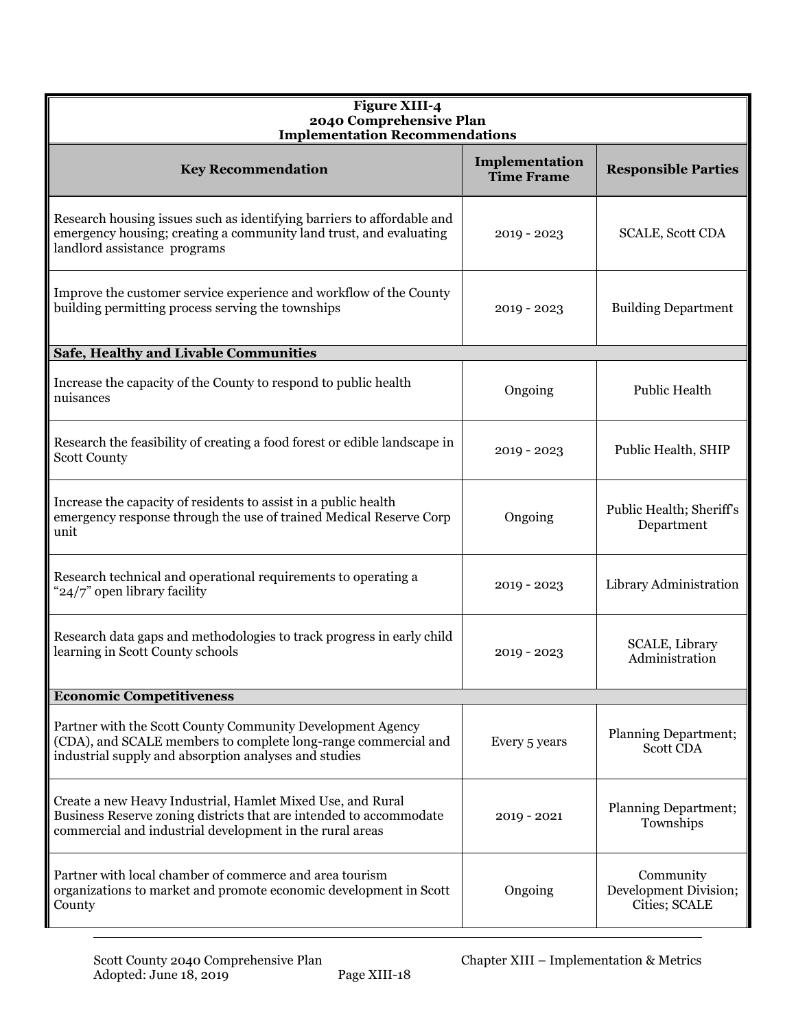**Figure XIII-4**
**2040 Comprehensive Plan**
**Implementation Recommendations**

| Key Recommendation | Implementation Time Frame | Responsible Parties |
|---|---|---|
| Research housing issues such as identifying barriers to affordable and emergency housing; creating a community land trust, and evaluating landlord assistance programs | 2019 - 2023 | SCALE, Scott CDA |
| Improve the customer service experience and workflow of the County building permitting process serving the townships | 2019 - 2023 | Building Department |
| **Safe, Healthy and Livable Communities** | | |
| Increase the capacity of the County to respond to public health nuisances | Ongoing | Public Health |
| Research the feasibility of creating a food forest or edible landscape in Scott County | 2019 - 2023 | Public Health, SHIP |
| Increase the capacity of residents to assist in a public health emergency response through the use of trained Medical Reserve Corp unit | Ongoing | Public Health; Sheriff's Department |
| Research technical and operational requirements to operating a "24/7" open library facility | 2019 - 2023 | Library Administration |
| Research data gaps and methodologies to track progress in early child learning in Scott County schools | 2019 - 2023 | SCALE, Library Administration |
| **Economic Competitiveness** | | |
| Partner with the Scott County Community Development Agency (CDA), and SCALE members to complete long-range commercial and industrial supply and absorption analyses and studies | Every 5 years | Planning Department; Scott CDA |
| Create a new Heavy Industrial, Hamlet Mixed Use, and Rural Business Reserve zoning districts that are intended to accommodate commercial and industrial development in the rural areas | 2019 - 2021 | Planning Department; Townships |
| Partner with local chamber of commerce and area tourism organizations to market and promote economic development in Scott County | Ongoing | Community Development Division; Cities; SCALE |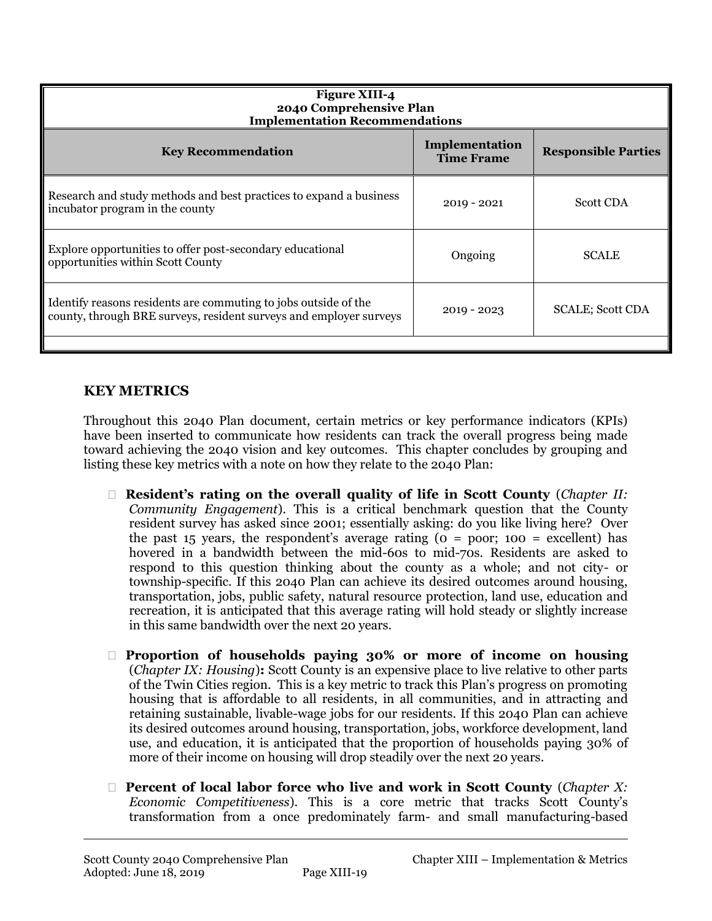**Figure XIII-4**
**2040 Comprehensive Plan**
**Implementation Recommendations**

| Key Recommendation | Implementation Time Frame | Responsible Parties |
|---|---|---|
| Research and study methods and best practices to expand a business incubator program in the county | 2019 - 2021 | Scott CDA |
| Explore opportunities to offer post-secondary educational opportunities within Scott County | Ongoing | SCALE |
| Identify reasons residents are commuting to jobs outside of the county, through BRE surveys, resident surveys and employer surveys | 2019 - 2023 | SCALE; Scott CDA |

## KEY METRICS

Throughout this 2040 Plan document, certain metrics or key performance indicators (KPIs) have been inserted to communicate how residents can track the overall progress being made toward achieving the 2040 vision and key outcomes. This chapter concludes by grouping and listing these key metrics with a note on how they relate to the 2040 Plan:

- **Resident's rating on the overall quality of life in Scott County** (*Chapter II: Community Engagement*). This is a critical benchmark question that the County resident survey has asked since 2001; essentially asking: do you like living here? Over the past 15 years, the respondent's average rating (0 = poor; 100 = excellent) has hovered in a bandwidth between the mid-60s to mid-70s. Residents are asked to respond to this question thinking about the county as a whole; and not city- or township-specific. If this 2040 Plan can achieve its desired outcomes around housing, transportation, jobs, public safety, natural resource protection, land use, education and recreation, it is anticipated that this average rating will hold steady or slightly increase in this same bandwidth over the next 20 years.

- **Proportion of households paying 30% or more of income on housing** (*Chapter IX: Housing*)**:** Scott County is an expensive place to live relative to other parts of the Twin Cities region. This is a key metric to track this Plan's progress on promoting housing that is affordable to all residents, in all communities, and in attracting and retaining sustainable, livable-wage jobs for our residents. If this 2040 Plan can achieve its desired outcomes around housing, transportation, jobs, workforce development, land use, and education, it is anticipated that the proportion of households paying 30% of more of their income on housing will drop steadily over the next 20 years.

- **Percent of local labor force who live and work in Scott County** (*Chapter X: Economic Competitiveness*). This is a core metric that tracks Scott County's transformation from a once predominately farm- and small manufacturing-based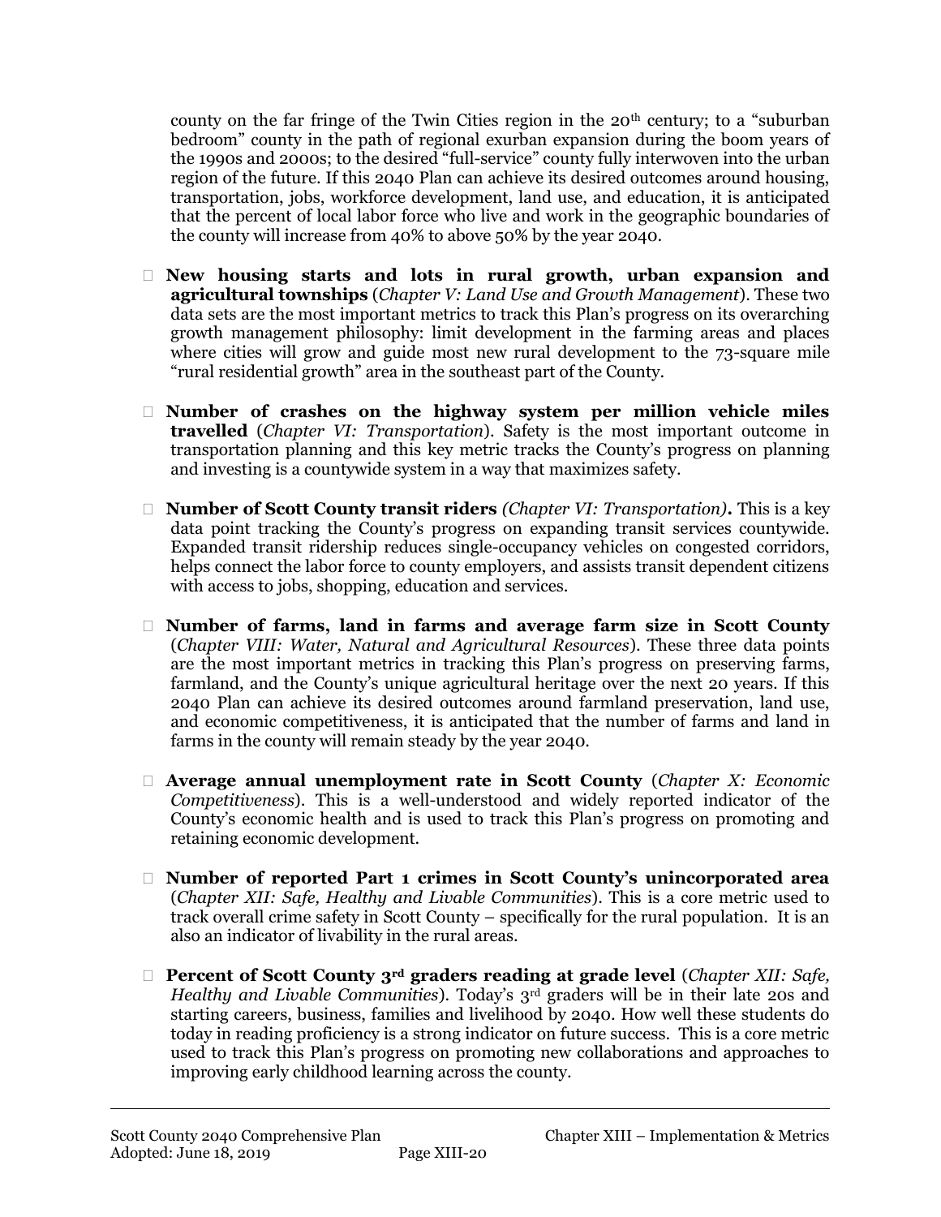county on the far fringe of the Twin Cities region in the 20th century; to a "suburban bedroom" county in the path of regional exurban expansion during the boom years of the 1990s and 2000s; to the desired "full-service" county fully interwoven into the urban region of the future. If this 2040 Plan can achieve its desired outcomes around housing, transportation, jobs, workforce development, land use, and education, it is anticipated that the percent of local labor force who live and work in the geographic boundaries of the county will increase from 40% to above 50% by the year 2040.

- **New housing starts and lots in rural growth, urban expansion and agricultural townships** (*Chapter V: Land Use and Growth Management*). These two data sets are the most important metrics to track this Plan's progress on its overarching growth management philosophy: limit development in the farming areas and places where cities will grow and guide most new rural development to the 73-square mile "rural residential growth" area in the southeast part of the County.

- **Number of crashes on the highway system per million vehicle miles travelled** (*Chapter VI: Transportation*). Safety is the most important outcome in transportation planning and this key metric tracks the County's progress on planning and investing is a countywide system in a way that maximizes safety.

- **Number of Scott County transit riders** *(Chapter VI: Transportation)***.** This is a key data point tracking the County's progress on expanding transit services countywide. Expanded transit ridership reduces single-occupancy vehicles on congested corridors, helps connect the labor force to county employers, and assists transit dependent citizens with access to jobs, shopping, education and services.

- **Number of farms, land in farms and average farm size in Scott County** (*Chapter VIII: Water, Natural and Agricultural Resources*). These three data points are the most important metrics in tracking this Plan's progress on preserving farms, farmland, and the County's unique agricultural heritage over the next 20 years. If this 2040 Plan can achieve its desired outcomes around farmland preservation, land use, and economic competitiveness, it is anticipated that the number of farms and land in farms in the county will remain steady by the year 2040.

- **Average annual unemployment rate in Scott County** (*Chapter X: Economic Competitiveness*). This is a well-understood and widely reported indicator of the County's economic health and is used to track this Plan's progress on promoting and retaining economic development.

- **Number of reported Part 1 crimes in Scott County's unincorporated area** (*Chapter XII: Safe, Healthy and Livable Communities*). This is a core metric used to track overall crime safety in Scott County – specifically for the rural population. It is an also an indicator of livability in the rural areas.

- **Percent of Scott County 3rd graders reading at grade level** (*Chapter XII: Safe, Healthy and Livable Communities*). Today's 3rd graders will be in their late 20s and starting careers, business, families and livelihood by 2040. How well these students do today in reading proficiency is a strong indicator on future success. This is a core metric used to track this Plan's progress on promoting new collaborations and approaches to improving early childhood learning across the county.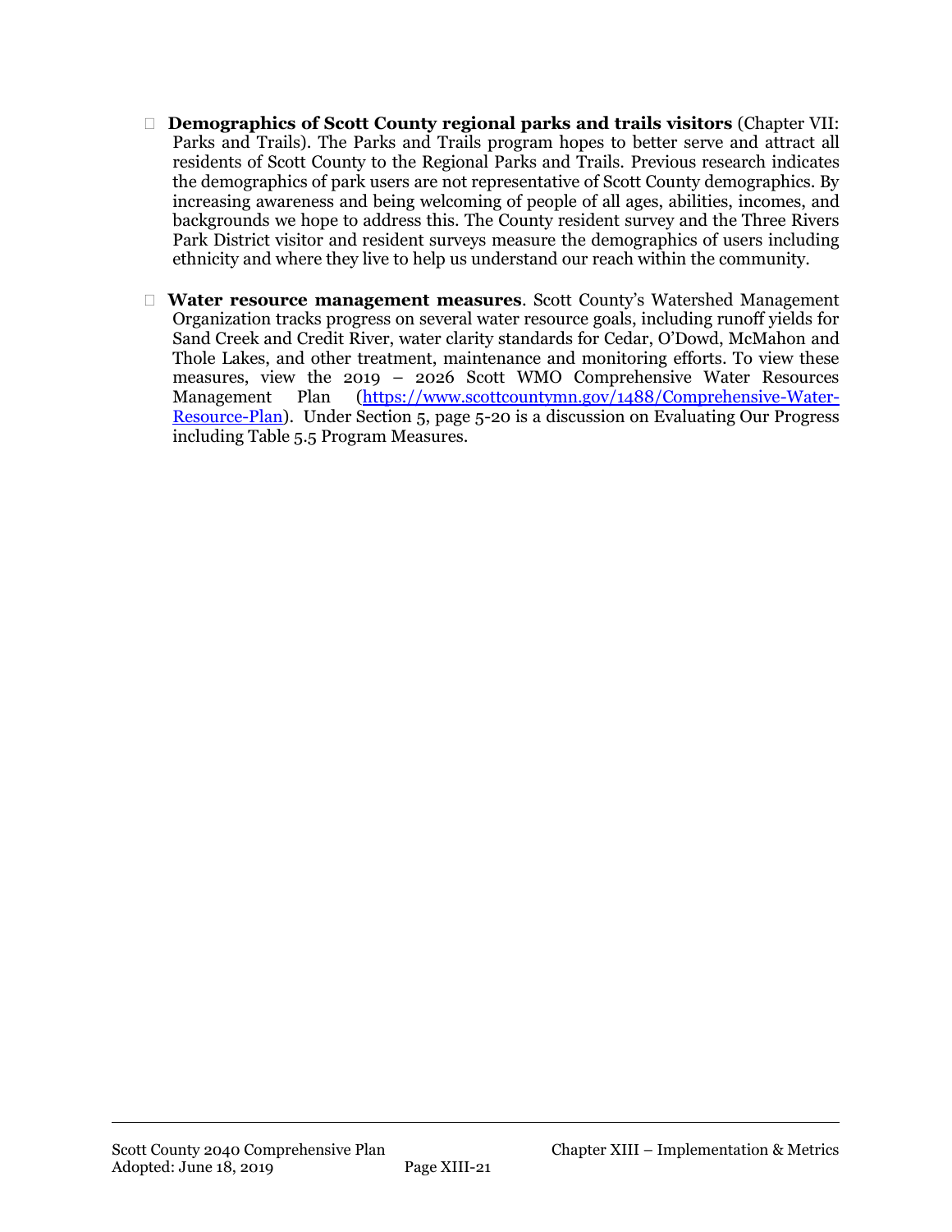- **Demographics of Scott County regional parks and trails visitors** (Chapter VII: Parks and Trails). The Parks and Trails program hopes to better serve and attract all residents of Scott County to the Regional Parks and Trails. Previous research indicates the demographics of park users are not representative of Scott County demographics. By increasing awareness and being welcoming of people of all ages, abilities, incomes, and backgrounds we hope to address this. The County resident survey and the Three Rivers Park District visitor and resident surveys measure the demographics of users including ethnicity and where they live to help us understand our reach within the community.

- **Water resource management measures**. Scott County's Watershed Management Organization tracks progress on several water resource goals, including runoff yields for Sand Creek and Credit River, water clarity standards for Cedar, O'Dowd, McMahon and Thole Lakes, and other treatment, maintenance and monitoring efforts. To view these measures, view the 2019 – 2026 Scott WMO Comprehensive Water Resources Management Plan ([https://www.scottcountymn.gov/1488/Comprehensive-Water-Resource-Plan](https://www.scottcountymn.gov/1488/Comprehensive-Water-Resource-Plan)). Under Section 5, page 5-20 is a discussion on Evaluating Our Progress including Table 5.5 Program Measures.